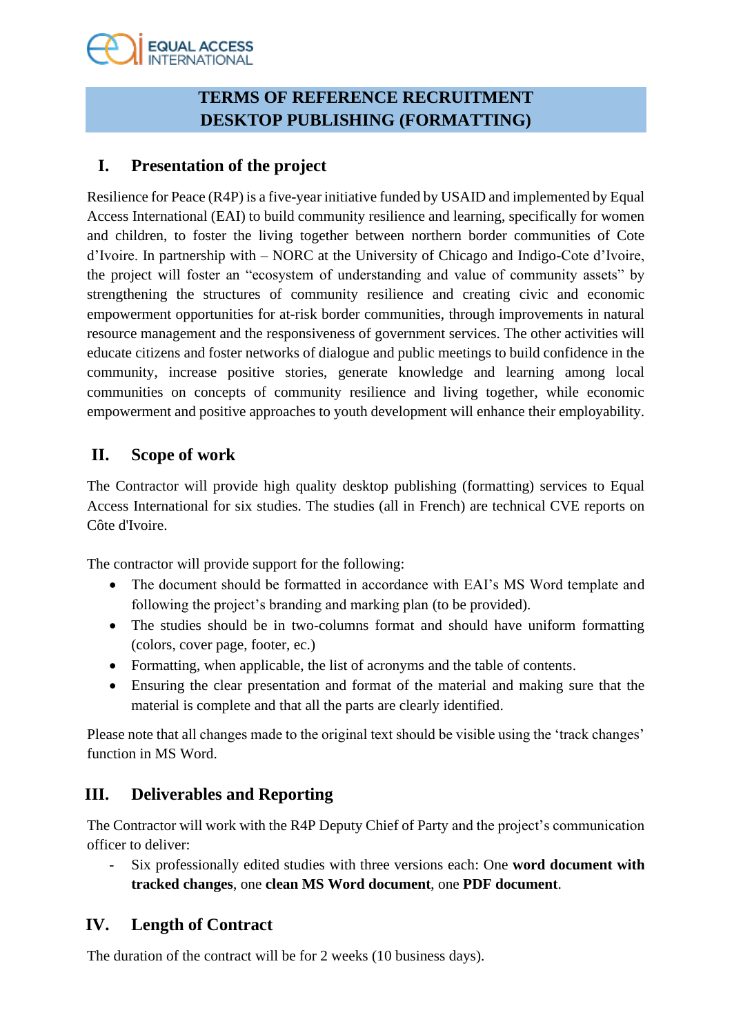# TERMS OF REFERENCE RECRUITMENT
# DESKTOP PUBLISHING (FORMATTING)

## I. Presentation of the project

Resilience for Peace (R4P) is a five-year initiative funded by USAID and implemented by Equal Access International (EAI) to build community resilience and learning, specifically for women and children, to foster the living together between northern border communities of Cote d'Ivoire. In partnership with – NORC at the University of Chicago and Indigo-Cote d'Ivoire, the project will foster an "ecosystem of understanding and value of community assets" by strengthening the structures of community resilience and creating civic and economic empowerment opportunities for at-risk border communities, through improvements in natural resource management and the responsiveness of government services. The other activities will educate citizens and foster networks of dialogue and public meetings to build confidence in the community, increase positive stories, generate knowledge and learning among local communities on concepts of community resilience and living together, while economic empowerment and positive approaches to youth development will enhance their employability.

## II. Scope of work

The Contractor will provide high quality desktop publishing (formatting) services to Equal Access International for six studies. The studies (all in French) are technical CVE reports on Côte d'Ivoire.

The contractor will provide support for the following:

- The document should be formatted in accordance with EAI's MS Word template and following the project's branding and marking plan (to be provided).
- The studies should be in two-columns format and should have uniform formatting (colors, cover page, footer, ec.)
- Formatting, when applicable, the list of acronyms and the table of contents.
- Ensuring the clear presentation and format of the material and making sure that the material is complete and that all the parts are clearly identified.

Please note that all changes made to the original text should be visible using the 'track changes' function in MS Word.

## III. Deliverables and Reporting

The Contractor will work with the R4P Deputy Chief of Party and the project's communication officer to deliver:

- Six professionally edited studies with three versions each: One **word document with tracked changes**, one **clean MS Word document**, one **PDF document**.

## IV. Length of Contract

The duration of the contract will be for 2 weeks (10 business days).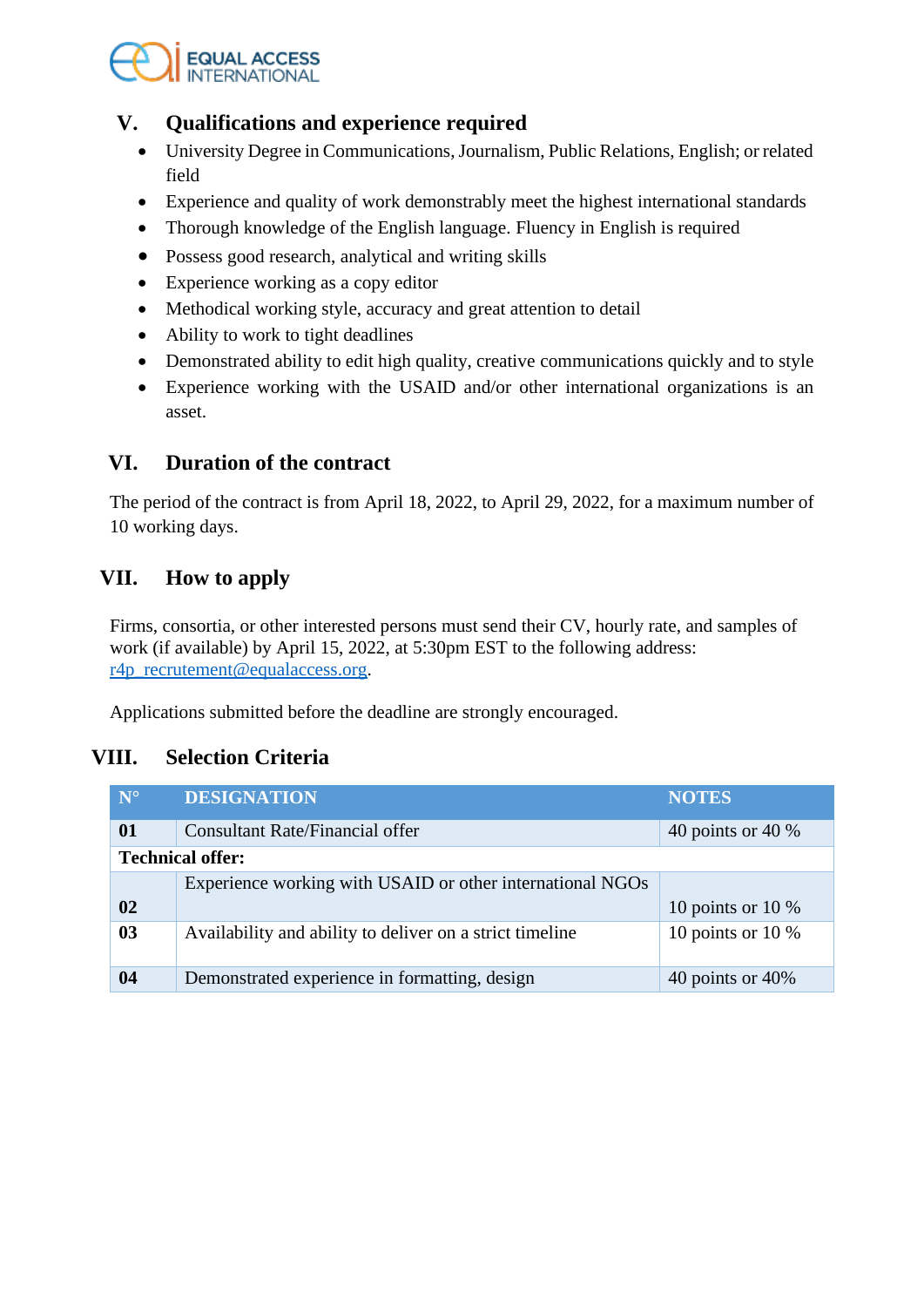## V. Qualifications and experience required

- University Degree in Communications, Journalism, Public Relations, English; or related field
- Experience and quality of work demonstrably meet the highest international standards
- Thorough knowledge of the English language. Fluency in English is required
- Possess good research, analytical and writing skills
- Experience working as a copy editor
- Methodical working style, accuracy and great attention to detail
- Ability to work to tight deadlines
- Demonstrated ability to edit high quality, creative communications quickly and to style
- Experience working with the USAID and/or other international organizations is an asset.

## VI. Duration of the contract

The period of the contract is from April 18, 2022, to April 29, 2022, for a maximum number of 10 working days.

## VII. How to apply

Firms, consortia, or other interested persons must send their CV, hourly rate, and samples of work (if available) by April 15, 2022, at 5:30pm EST to the following address: r4p_recrutement@equalaccess.org.

Applications submitted before the deadline are strongly encouraged.

## VIII. Selection Criteria

| N° | DESIGNATION | NOTES |
|---|---|---|
| **01** | Consultant Rate/Financial offer | 40 points or 40 % |
| **Technical offer:** | | |
| **02** | Experience working with USAID or other international NGOs | 10 points or 10 % |
| **03** | Availability and ability to deliver on a strict timeline | 10 points or 10 % |
| **04** | Demonstrated experience in formatting, design | 40 points or 40% |